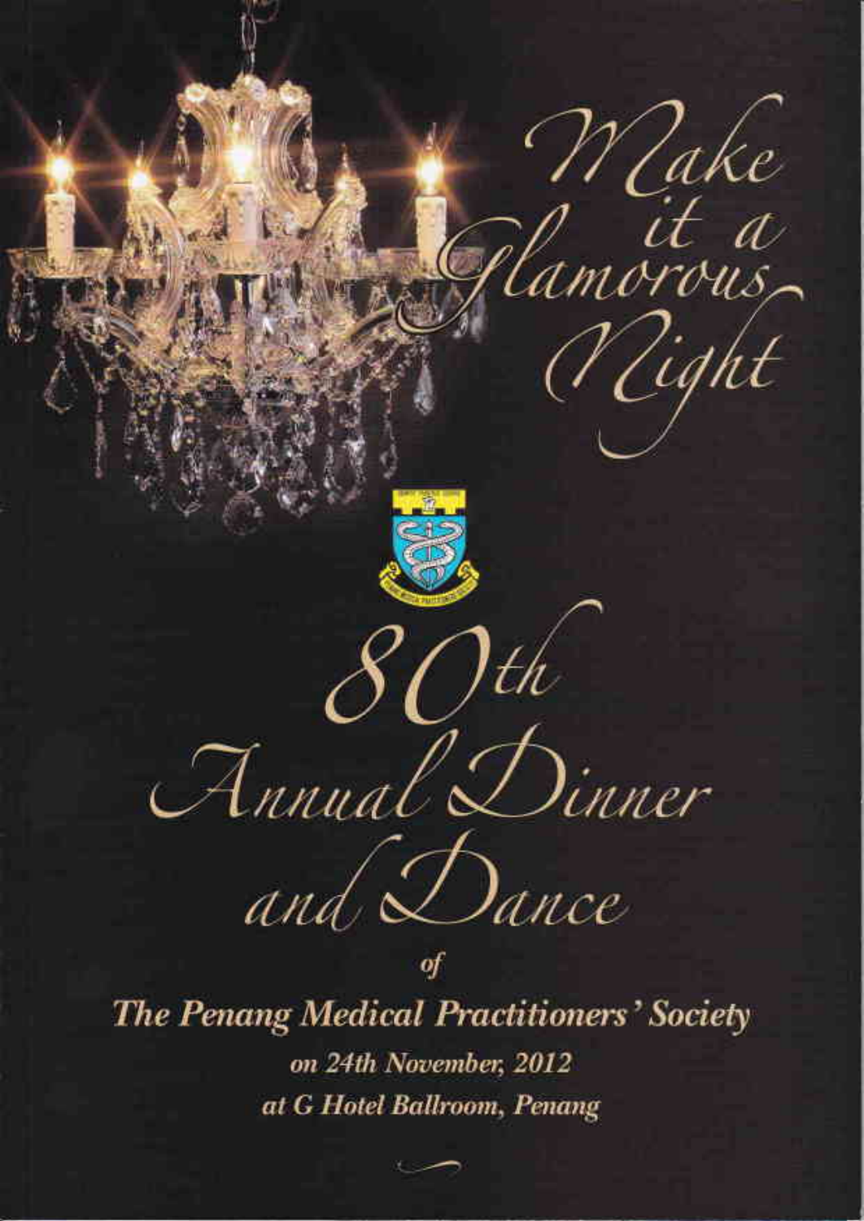*Make it a Glamorous Night*

# 80th Annual Dinner and Dance

of

***The Penang Medical Practitioners' Society***

*on 24th November, 2012*

*at G Hotel Ballroom, Penang*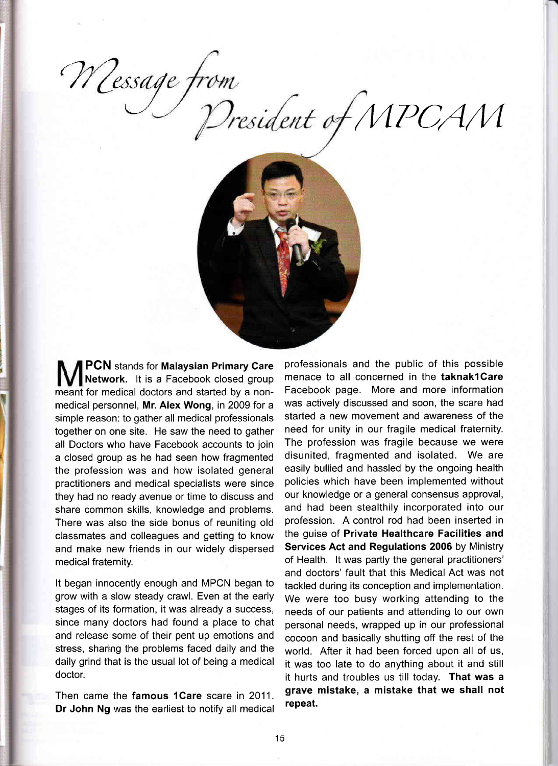# Message from President of MPCAM

**MPCN** stands for **Malaysian Primary Care Network.** It is a Facebook closed group meant for medical doctors and started by a non-medical personnel, **Mr. Alex Wong**, in 2009 for a simple reason: to gather all medical professionals together on one site. He saw the need to gather all Doctors who have Facebook accounts to join a closed group as he had seen how fragmented the profession was and how isolated general practitioners and medical specialists were since they had no ready avenue or time to discuss and share common skills, knowledge and problems. There was also the side bonus of reuniting old classmates and colleagues and getting to know and make new friends in our widely dispersed medical fraternity.

It began innocently enough and MPCN began to grow with a slow steady crawl. Even at the early stages of its formation, it was already a success, since many doctors had found a place to chat and release some of their pent up emotions and stress, sharing the problems faced daily and the daily grind that is the usual lot of being a medical doctor.

Then came the **famous 1Care** scare in 2011. **Dr John Ng** was the earliest to notify all medical professionals and the public of this possible menace to all concerned in the **taknak1Care** Facebook page. More and more information was actively discussed and soon, the scare had started a new movement and awareness of the need for unity in our fragile medical fraternity. The profession was fragile because we were disunited, fragmented and isolated. We are easily bullied and hassled by the ongoing health policies which have been implemented without our knowledge or a general consensus approval, and had been stealthily incorporated into our profession. A control rod had been inserted in the guise of **Private Healthcare Facilities and Services Act and Regulations 2006** by Ministry of Health. It was partly the general practitioners' and doctors' fault that this Medical Act was not tackled during its conception and implementation. We were too busy working attending to the needs of our patients and attending to our own personal needs, wrapped up in our professional cocoon and basically shutting off the rest of the world. After it had been forced upon all of us, it was too late to do anything about it and still it hurts and troubles us till today. **That was a grave mistake, a mistake that we shall not repeat.**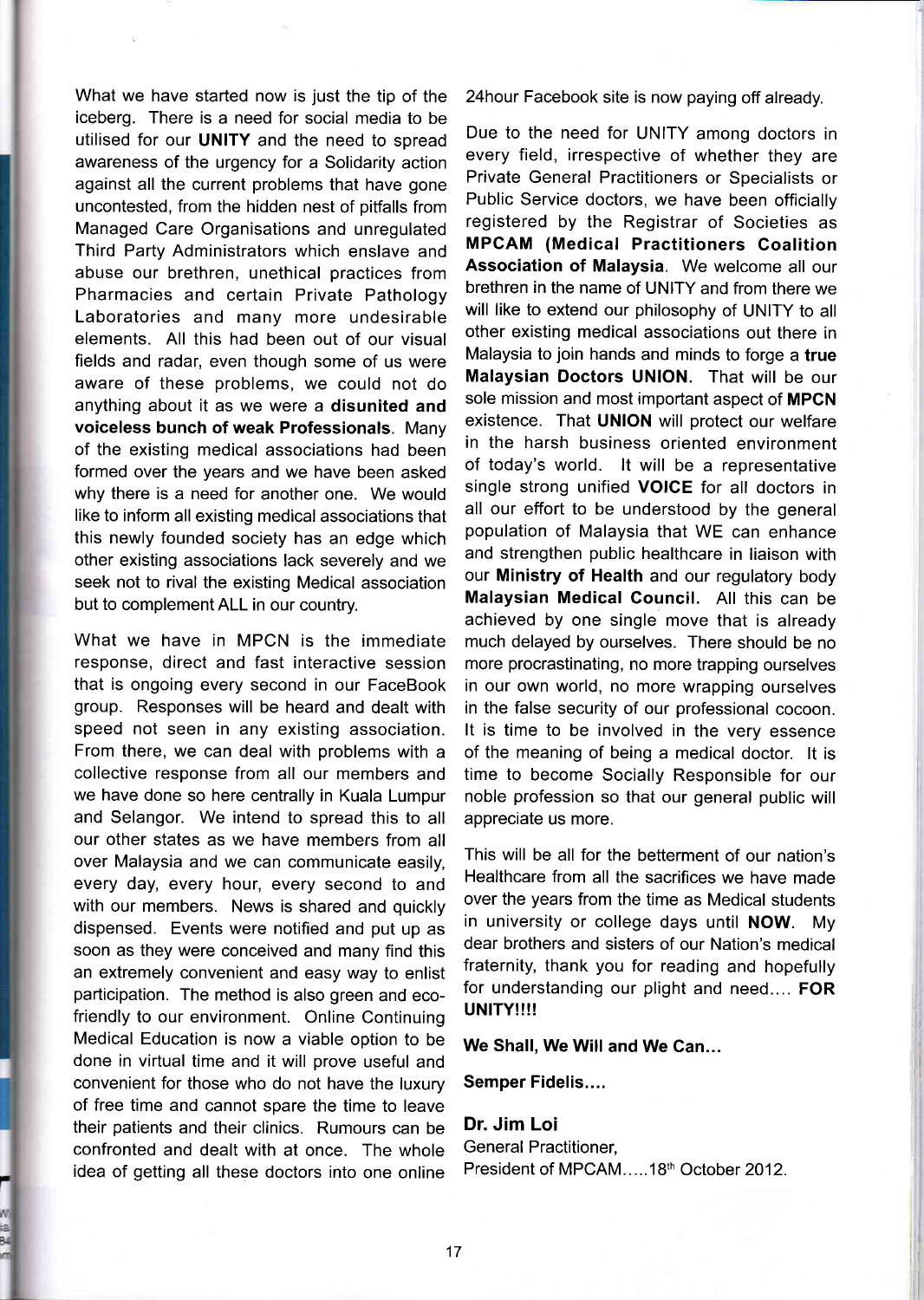What we have started now is just the tip of the iceberg. There is a need for social media to be utilised for our **UNITY** and the need to spread awareness of the urgency for a Solidarity action against all the current problems that have gone uncontested, from the hidden nest of pitfalls from Managed Care Organisations and unregulated Third Party Administrators which enslave and abuse our brethren, unethical practices from Pharmacies and certain Private Pathology Laboratories and many more undesirable elements. All this had been out of our visual fields and radar, even though some of us were aware of these problems, we could not do anything about it as we were a **disunited and voiceless bunch of weak Professionals**. Many of the existing medical associations had been formed over the years and we have been asked why there is a need for another one. We would like to inform all existing medical associations that this newly founded society has an edge which other existing associations lack severely and we seek not to rival the existing Medical association but to complement ALL in our country.

What we have in MPCN is the immediate response, direct and fast interactive session that is ongoing every second in our FaceBook group. Responses will be heard and dealt with speed not seen in any existing association. From there, we can deal with problems with a collective response from all our members and we have done so here centrally in Kuala Lumpur and Selangor. We intend to spread this to all our other states as we have members from all over Malaysia and we can communicate easily, every day, every hour, every second to and with our members. News is shared and quickly dispensed. Events were notified and put up as soon as they were conceived and many find this an extremely convenient and easy way to enlist participation. The method is also green and eco-friendly to our environment. Online Continuing Medical Education is now a viable option to be done in virtual time and it will prove useful and convenient for those who do not have the luxury of free time and cannot spare the time to leave their patients and their clinics. Rumours can be confronted and dealt with at once. The whole idea of getting all these doctors into one online 24hour Facebook site is now paying off already.

Due to the need for UNITY among doctors in every field, irrespective of whether they are Private General Practitioners or Specialists or Public Service doctors, we have been officially registered by the Registrar of Societies as **MPCAM (Medical Practitioners Coalition Association of Malaysia**. We welcome all our brethren in the name of UNITY and from there we will like to extend our philosophy of UNITY to all other existing medical associations out there in Malaysia to join hands and minds to forge a **true Malaysian Doctors UNION**. That will be our sole mission and most important aspect of **MPCN** existence. That **UNION** will protect our welfare in the harsh business oriented environment of today's world. It will be a representative single strong unified **VOICE** for all doctors in all our effort to be understood by the general population of Malaysia that WE can enhance and strengthen public healthcare in liaison with our **Ministry of Health** and our regulatory body **Malaysian Medical Council**. All this can be achieved by one single move that is already much delayed by ourselves. There should be no more procrastinating, no more trapping ourselves in our own world, no more wrapping ourselves in the false security of our professional cocoon. It is time to be involved in the very essence of the meaning of being a medical doctor. It is time to become Socially Responsible for our noble profession so that our general public will appreciate us more.

This will be all for the betterment of our nation's Healthcare from all the sacrifices we have made over the years from the time as Medical students in university or college days until **NOW**. My dear brothers and sisters of our Nation's medical fraternity, thank you for reading and hopefully for understanding our plight and need.... **FOR UNITY!!!!**

**We Shall, We Will and We Can...**

**Semper Fidelis....**

**Dr. Jim Loi**
General Practitioner,
President of MPCAM.....18th October 2012.